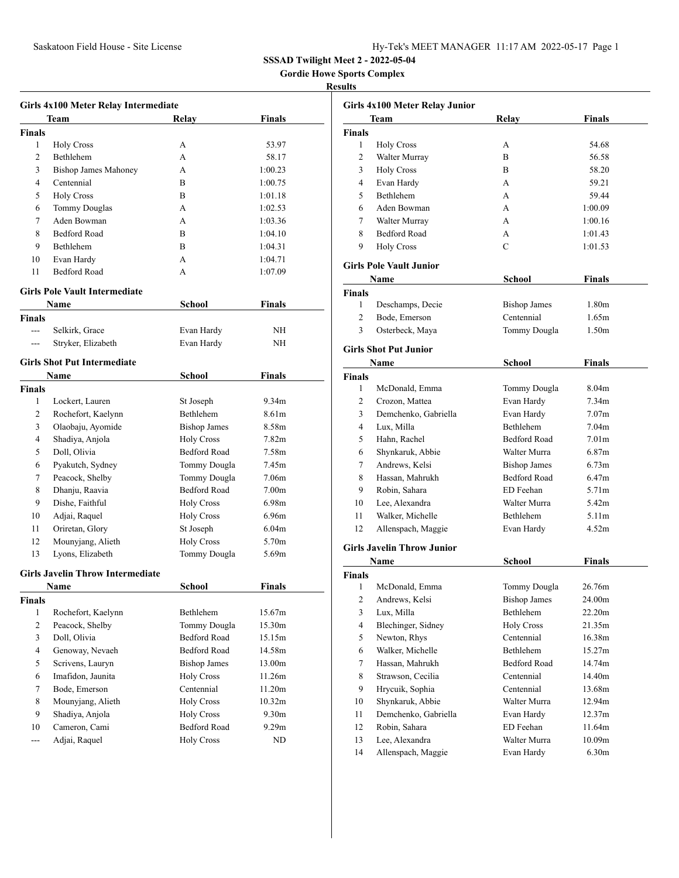**SSSAD Twilight Meet 2 - 2022-05-04**

**Gordie Howe Sports Complex**

**Results**

### Girls 4x100 Meter Relay Intermediate

| | Team | Relay | Finals |
|---|---|---|---|
| **Finals** | | | |
| 1 | Holy Cross | A | 53.97 |
| 2 | Bethlehem | A | 58.17 |
| 3 | Bishop James Mahoney | A | 1:00.23 |
| 4 | Centennial | B | 1:00.75 |
| 5 | Holy Cross | B | 1:01.18 |
| 6 | Tommy Douglas | A | 1:02.53 |
| 7 | Aden Bowman | A | 1:03.36 |
| 8 | Bedford Road | B | 1:04.10 |
| 9 | Bethlehem | B | 1:04.31 |
| 10 | Evan Hardy | A | 1:04.71 |
| 11 | Bedford Road | A | 1:07.09 |

### Girls Pole Vault Intermediate

| | Name | School | Finals |
|---|---|---|---|
| **Finals** | | | |
| --- | Selkirk, Grace | Evan Hardy | NH |
| --- | Stryker, Elizabeth | Evan Hardy | NH |

### Girls Shot Put Intermediate

| | Name | School | Finals |
|---|---|---|---|
| **Finals** | | | |
| 1 | Lockert, Lauren | St Joseph | 9.34m |
| 2 | Rochefort, Kaelynn | Bethlehem | 8.61m |
| 3 | Olaobaju, Ayomide | Bishop James | 8.58m |
| 4 | Shadiya, Anjola | Holy Cross | 7.82m |
| 5 | Doll, Olivia | Bedford Road | 7.58m |
| 6 | Pyakutch, Sydney | Tommy Dougla | 7.45m |
| 7 | Peacock, Shelby | Tommy Dougla | 7.06m |
| 8 | Dhanju, Raavia | Bedford Road | 7.00m |
| 9 | Dishe, Faithful | Holy Cross | 6.98m |
| 10 | Adjai, Raquel | Holy Cross | 6.96m |
| 11 | Oriretan, Glory | St Joseph | 6.04m |
| 12 | Mounyjang, Alieth | Holy Cross | 5.70m |
| 13 | Lyons, Elizabeth | Tommy Dougla | 5.69m |

### Girls Javelin Throw Intermediate

| | Name | School | Finals |
|---|---|---|---|
| **Finals** | | | |
| 1 | Rochefort, Kaelynn | Bethlehem | 15.67m |
| 2 | Peacock, Shelby | Tommy Dougla | 15.30m |
| 3 | Doll, Olivia | Bedford Road | 15.15m |
| 4 | Genoway, Nevaeh | Bedford Road | 14.58m |
| 5 | Scrivens, Lauryn | Bishop James | 13.00m |
| 6 | Imafidon, Jaunita | Holy Cross | 11.26m |
| 7 | Bode, Emerson | Centennial | 11.20m |
| 8 | Mounyjang, Alieth | Holy Cross | 10.32m |
| 9 | Shadiya, Anjola | Holy Cross | 9.30m |
| 10 | Cameron, Cami | Bedford Road | 9.29m |
| --- | Adjai, Raquel | Holy Cross | ND |

### Girls 4x100 Meter Relay Junior

| | Team | Relay | Finals |
|---|---|---|---|
| **Finals** | | | |
| 1 | Holy Cross | A | 54.68 |
| 2 | Walter Murray | B | 56.58 |
| 3 | Holy Cross | B | 58.20 |
| 4 | Evan Hardy | A | 59.21 |
| 5 | Bethlehem | A | 59.44 |
| 6 | Aden Bowman | A | 1:00.09 |
| 7 | Walter Murray | A | 1:00.16 |
| 8 | Bedford Road | A | 1:01.43 |
| 9 | Holy Cross | C | 1:01.53 |

### Girls Pole Vault Junior

| | Name | School | Finals |
|---|---|---|---|
| **Finals** | | | |
| 1 | Deschamps, Decie | Bishop James | 1.80m |
| 2 | Bode, Emerson | Centennial | 1.65m |
| 3 | Osterbeck, Maya | Tommy Dougla | 1.50m |

### Girls Shot Put Junior

| | Name | School | Finals |
|---|---|---|---|
| **Finals** | | | |
| 1 | McDonald, Emma | Tommy Dougla | 8.04m |
| 2 | Crozon, Mattea | Evan Hardy | 7.34m |
| 3 | Demchenko, Gabriella | Evan Hardy | 7.07m |
| 4 | Lux, Milla | Bethlehem | 7.04m |
| 5 | Hahn, Rachel | Bedford Road | 7.01m |
| 6 | Shynkaruk, Abbie | Walter Murra | 6.87m |
| 7 | Andrews, Kelsi | Bishop James | 6.73m |
| 8 | Hassan, Mahrukh | Bedford Road | 6.47m |
| 9 | Robin, Sahara | ED Feehan | 5.71m |
| 10 | Lee, Alexandra | Walter Murra | 5.42m |
| 11 | Walker, Michelle | Bethlehem | 5.11m |
| 12 | Allenspach, Maggie | Evan Hardy | 4.52m |

### Girls Javelin Throw Junior

| | Name | School | Finals |
|---|---|---|---|
| **Finals** | | | |
| 1 | McDonald, Emma | Tommy Dougla | 26.76m |
| 2 | Andrews, Kelsi | Bishop James | 24.00m |
| 3 | Lux, Milla | Bethlehem | 22.20m |
| 4 | Blechinger, Sidney | Holy Cross | 21.35m |
| 5 | Newton, Rhys | Centennial | 16.38m |
| 6 | Walker, Michelle | Bethlehem | 15.27m |
| 7 | Hassan, Mahrukh | Bedford Road | 14.74m |
| 8 | Strawson, Cecilia | Centennial | 14.40m |
| 9 | Hrycuik, Sophia | Centennial | 13.68m |
| 10 | Shynkaruk, Abbie | Walter Murra | 12.94m |
| 11 | Demchenko, Gabriella | Evan Hardy | 12.37m |
| 12 | Robin, Sahara | ED Feehan | 11.64m |
| 13 | Lee, Alexandra | Walter Murra | 10.09m |
| 14 | Allenspach, Maggie | Evan Hardy | 6.30m |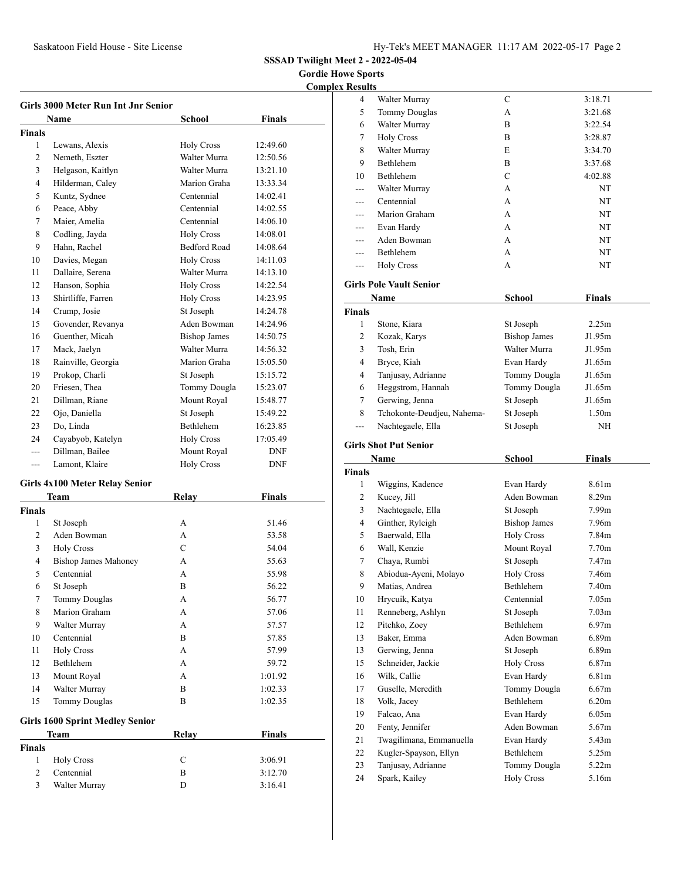## SSSAD Twilight Meet 2 - 2022-05-04

### Gordie Howe Sports Complex Results

#### Girls 3000 Meter Run Int Jnr Senior

| | Name | School | Finals |
|---|---|---|---|
| **Finals** | | | |
| 1 | Lewans, Alexis | Holy Cross | 12:49.60 |
| 2 | Nemeth, Eszter | Walter Murra | 12:50.56 |
| 3 | Helgason, Kaitlyn | Walter Murra | 13:21.10 |
| 4 | Hilderman, Caley | Marion Graha | 13:33.34 |
| 5 | Kuntz, Sydnee | Centennial | 14:02.41 |
| 6 | Peace, Abby | Centennial | 14:02.55 |
| 7 | Maier, Amelia | Centennial | 14:06.10 |
| 8 | Codling, Jayda | Holy Cross | 14:08.01 |
| 9 | Hahn, Rachel | Bedford Road | 14:08.64 |
| 10 | Davies, Megan | Holy Cross | 14:11.03 |
| 11 | Dallaire, Serena | Walter Murra | 14:13.10 |
| 12 | Hanson, Sophia | Holy Cross | 14:22.54 |
| 13 | Shirtliffe, Farren | Holy Cross | 14:23.95 |
| 14 | Crump, Josie | St Joseph | 14:24.78 |
| 15 | Govender, Revanya | Aden Bowman | 14:24.96 |
| 16 | Guenther, Micah | Bishop James | 14:50.75 |
| 17 | Mack, Jaelyn | Walter Murra | 14:56.32 |
| 18 | Rainville, Georgia | Marion Graha | 15:05.50 |
| 19 | Prokop, Charli | St Joseph | 15:15.72 |
| 20 | Friesen, Thea | Tommy Dougla | 15:23.07 |
| 21 | Dillman, Riane | Mount Royal | 15:48.77 |
| 22 | Ojo, Daniella | St Joseph | 15:49.22 |
| 23 | Do, Linda | Bethlehem | 16:23.85 |
| 24 | Cayabyob, Katelyn | Holy Cross | 17:05.49 |
| --- | Dillman, Bailee | Mount Royal | DNF |
| --- | Lamont, Klaire | Holy Cross | DNF |

#### Girls 4x100 Meter Relay Senior

| | Team | Relay | Finals |
|---|---|---|---|
| **Finals** | | | |
| 1 | St Joseph | A | 51.46 |
| 2 | Aden Bowman | A | 53.58 |
| 3 | Holy Cross | C | 54.04 |
| 4 | Bishop James Mahoney | A | 55.63 |
| 5 | Centennial | A | 55.98 |
| 6 | St Joseph | B | 56.22 |
| 7 | Tommy Douglas | A | 56.77 |
| 8 | Marion Graham | A | 57.06 |
| 9 | Walter Murray | A | 57.57 |
| 10 | Centennial | B | 57.85 |
| 11 | Holy Cross | A | 57.99 |
| 12 | Bethlehem | A | 59.72 |
| 13 | Mount Royal | A | 1:01.92 |
| 14 | Walter Murray | B | 1:02.33 |
| 15 | Tommy Douglas | B | 1:02.35 |

#### Girls 1600 Sprint Medley Senior

| | Team | Relay | Finals |
|---|---|---|---|
| **Finals** | | | |
| 1 | Holy Cross | C | 3:06.91 |
| 2 | Centennial | B | 3:12.70 |
| 3 | Walter Murray | D | 3:16.41 |
| 4 | Walter Murray | C | 3:18.71 |
| 5 | Tommy Douglas | A | 3:21.68 |
| 6 | Walter Murray | B | 3:22.54 |
| 7 | Holy Cross | B | 3:28.87 |
| 8 | Walter Murray | E | 3:34.70 |
| 9 | Bethlehem | B | 3:37.68 |
| 10 | Bethlehem | C | 4:02.88 |
| --- | Walter Murray | A | NT |
| --- | Centennial | A | NT |
| --- | Marion Graham | A | NT |
| --- | Evan Hardy | A | NT |
| --- | Aden Bowman | A | NT |
| --- | Bethlehem | A | NT |
| --- | Holy Cross | A | NT |

#### Girls Pole Vault Senior

| | Name | School | Finals |
|---|---|---|---|
| **Finals** | | | |
| 1 | Stone, Kiara | St Joseph | 2.25m |
| 2 | Kozak, Karys | Bishop James | J1.95m |
| 3 | Tosh, Erin | Walter Murra | J1.95m |
| 4 | Bryce, Kiah | Evan Hardy | J1.65m |
| 4 | Tanjusay, Adrianne | Tommy Dougla | J1.65m |
| 6 | Heggstrom, Hannah | Tommy Dougla | J1.65m |
| 7 | Gerwing, Jenna | St Joseph | J1.65m |
| 8 | Tchokonte-Deudjeu, Nahema- | St Joseph | 1.50m |
| --- | Nachtegaele, Ella | St Joseph | NH |

#### Girls Shot Put Senior

| | Name | School | Finals |
|---|---|---|---|
| **Finals** | | | |
| 1 | Wiggins, Kadence | Evan Hardy | 8.61m |
| 2 | Kucey, Jill | Aden Bowman | 8.29m |
| 3 | Nachtegaele, Ella | St Joseph | 7.99m |
| 4 | Ginther, Ryleigh | Bishop James | 7.96m |
| 5 | Baerwald, Ella | Holy Cross | 7.84m |
| 6 | Wall, Kenzie | Mount Royal | 7.70m |
| 7 | Chaya, Rumbi | St Joseph | 7.47m |
| 8 | Abiodua-Ayeni, Molayo | Holy Cross | 7.46m |
| 9 | Matias, Andrea | Bethlehem | 7.40m |
| 10 | Hrycuik, Katya | Centennial | 7.05m |
| 11 | Renneberg, Ashlyn | St Joseph | 7.03m |
| 12 | Pitchko, Zoey | Bethlehem | 6.97m |
| 13 | Baker, Emma | Aden Bowman | 6.89m |
| 13 | Gerwing, Jenna | St Joseph | 6.89m |
| 15 | Schneider, Jackie | Holy Cross | 6.87m |
| 16 | Wilk, Callie | Evan Hardy | 6.81m |
| 17 | Guselle, Meredith | Tommy Dougla | 6.67m |
| 18 | Volk, Jacey | Bethlehem | 6.20m |
| 19 | Falcao, Ana | Evan Hardy | 6.05m |
| 20 | Fenty, Jennifer | Aden Bowman | 5.67m |
| 21 | Twagilimana, Emmanuella | Evan Hardy | 5.43m |
| 22 | Kugler-Spayson, Ellyn | Bethlehem | 5.25m |
| 23 | Tanjusay, Adrianne | Tommy Dougla | 5.22m |
| 24 | Spark, Kailey | Holy Cross | 5.16m |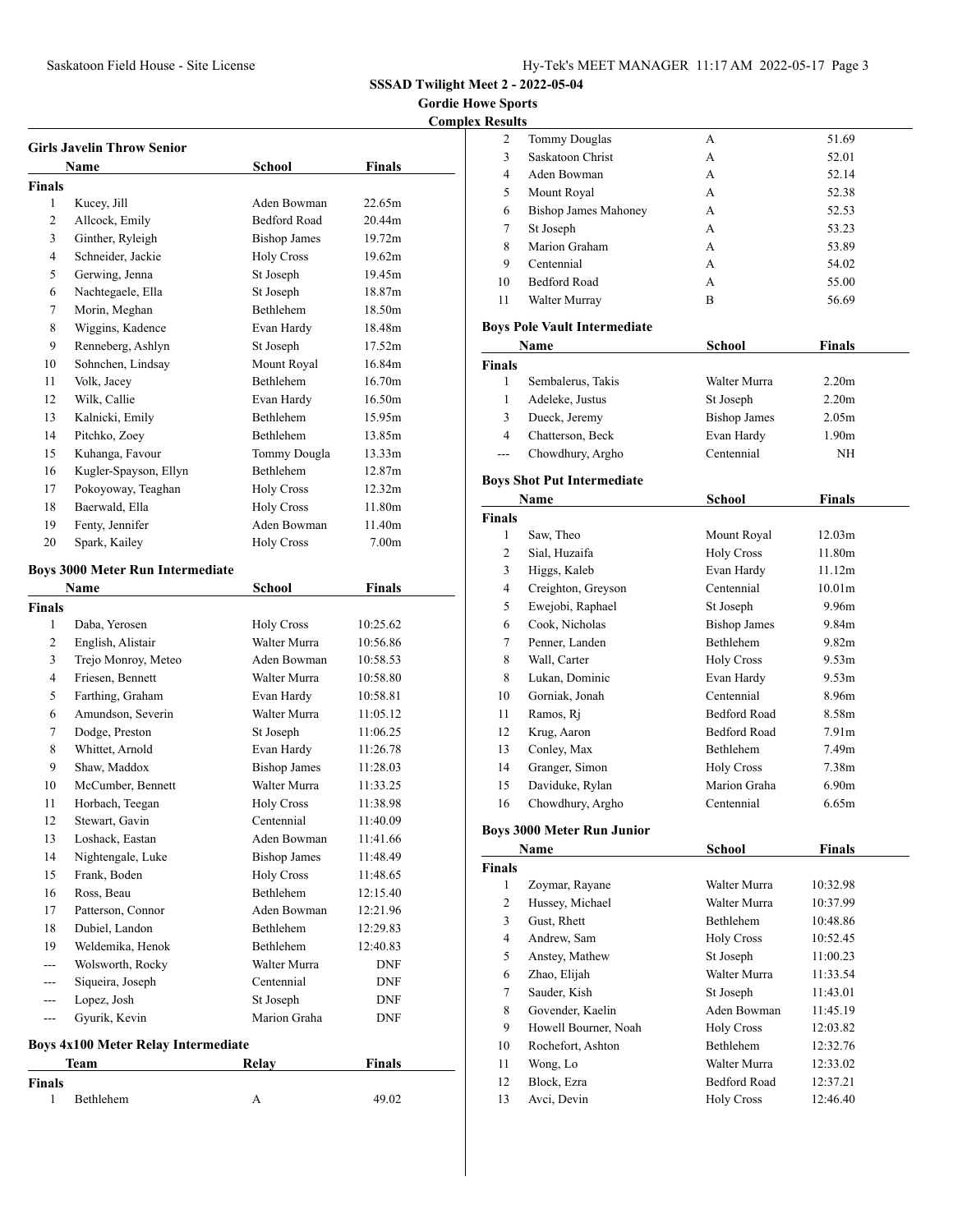**SSSAD Twilight Meet 2 - 2022-05-04**

**Gordie Howe Sports Complex Results**

### Girls Javelin Throw Senior

| | Name | School | Finals |
|---|---|---|---|
| **Finals** | | | |
| 1 | Kucey, Jill | Aden Bowman | 22.65m |
| 2 | Allcock, Emily | Bedford Road | 20.44m |
| 3 | Ginther, Ryleigh | Bishop James | 19.72m |
| 4 | Schneider, Jackie | Holy Cross | 19.62m |
| 5 | Gerwing, Jenna | St Joseph | 19.45m |
| 6 | Nachtegaele, Ella | St Joseph | 18.87m |
| 7 | Morin, Meghan | Bethlehem | 18.50m |
| 8 | Wiggins, Kadence | Evan Hardy | 18.48m |
| 9 | Renneberg, Ashlyn | St Joseph | 17.52m |
| 10 | Sohnchen, Lindsay | Mount Royal | 16.84m |
| 11 | Volk, Jacey | Bethlehem | 16.70m |
| 12 | Wilk, Callie | Evan Hardy | 16.50m |
| 13 | Kalnicki, Emily | Bethlehem | 15.95m |
| 14 | Pitchko, Zoey | Bethlehem | 13.85m |
| 15 | Kuhanga, Favour | Tommy Dougla | 13.33m |
| 16 | Kugler-Spayson, Ellyn | Bethlehem | 12.87m |
| 17 | Pokoyoway, Teaghan | Holy Cross | 12.32m |
| 18 | Baerwald, Ella | Holy Cross | 11.80m |
| 19 | Fenty, Jennifer | Aden Bowman | 11.40m |
| 20 | Spark, Kailey | Holy Cross | 7.00m |

### Boys 3000 Meter Run Intermediate

| | Name | School | Finals |
|---|---|---|---|
| **Finals** | | | |
| 1 | Daba, Yerosen | Holy Cross | 10:25.62 |
| 2 | English, Alistair | Walter Murra | 10:56.86 |
| 3 | Trejo Monroy, Meteo | Aden Bowman | 10:58.53 |
| 4 | Friesen, Bennett | Walter Murra | 10:58.80 |
| 5 | Farthing, Graham | Evan Hardy | 10:58.81 |
| 6 | Amundson, Severin | Walter Murra | 11:05.12 |
| 7 | Dodge, Preston | St Joseph | 11:06.25 |
| 8 | Whittet, Arnold | Evan Hardy | 11:26.78 |
| 9 | Shaw, Maddox | Bishop James | 11:28.03 |
| 10 | McCumber, Bennett | Walter Murra | 11:33.25 |
| 11 | Horbach, Teegan | Holy Cross | 11:38.98 |
| 12 | Stewart, Gavin | Centennial | 11:40.09 |
| 13 | Loshack, Eastan | Aden Bowman | 11:41.66 |
| 14 | Nightengale, Luke | Bishop James | 11:48.49 |
| 15 | Frank, Boden | Holy Cross | 11:48.65 |
| 16 | Ross, Beau | Bethlehem | 12:15.40 |
| 17 | Patterson, Connor | Aden Bowman | 12:21.96 |
| 18 | Dubiel, Landon | Bethlehem | 12:29.83 |
| 19 | Weldemika, Henok | Bethlehem | 12:40.83 |
| --- | Wolsworth, Rocky | Walter Murra | DNF |
| --- | Siqueira, Joseph | Centennial | DNF |
| --- | Lopez, Josh | St Joseph | DNF |
| --- | Gyurik, Kevin | Marion Graha | DNF |

### Boys 4x100 Meter Relay Intermediate

| | Team | Relay | Finals |
|---|---|---|---|
| **Finals** | | | |
| 1 | Bethlehem | A | 49.02 |
| 2 | Tommy Douglas | A | 51.69 |
| 3 | Saskatoon Christ | A | 52.01 |
| 4 | Aden Bowman | A | 52.14 |
| 5 | Mount Royal | A | 52.38 |
| 6 | Bishop James Mahoney | A | 52.53 |
| 7 | St Joseph | A | 53.23 |
| 8 | Marion Graham | A | 53.89 |
| 9 | Centennial | A | 54.02 |
| 10 | Bedford Road | A | 55.00 |
| 11 | Walter Murray | B | 56.69 |

### Boys Pole Vault Intermediate

| | Name | School | Finals |
|---|---|---|---|
| **Finals** | | | |
| 1 | Sembalerus, Takis | Walter Murra | 2.20m |
| 1 | Adeleke, Justus | St Joseph | 2.20m |
| 3 | Dueck, Jeremy | Bishop James | 2.05m |
| 4 | Chatterson, Beck | Evan Hardy | 1.90m |
| --- | Chowdhury, Argho | Centennial | NH |

### Boys Shot Put Intermediate

| | Name | School | Finals |
|---|---|---|---|
| **Finals** | | | |
| 1 | Saw, Theo | Mount Royal | 12.03m |
| 2 | Sial, Huzaifa | Holy Cross | 11.80m |
| 3 | Higgs, Kaleb | Evan Hardy | 11.12m |
| 4 | Creighton, Greyson | Centennial | 10.01m |
| 5 | Ewejobi, Raphael | St Joseph | 9.96m |
| 6 | Cook, Nicholas | Bishop James | 9.84m |
| 7 | Penner, Landen | Bethlehem | 9.82m |
| 8 | Wall, Carter | Holy Cross | 9.53m |
| 8 | Lukan, Dominic | Evan Hardy | 9.53m |
| 10 | Gorniak, Jonah | Centennial | 8.96m |
| 11 | Ramos, Rj | Bedford Road | 8.58m |
| 12 | Krug, Aaron | Bedford Road | 7.91m |
| 13 | Conley, Max | Bethlehem | 7.49m |
| 14 | Granger, Simon | Holy Cross | 7.38m |
| 15 | Daviduke, Rylan | Marion Graha | 6.90m |
| 16 | Chowdhury, Argho | Centennial | 6.65m |

### Boys 3000 Meter Run Junior

| | Name | School | Finals |
|---|---|---|---|
| **Finals** | | | |
| 1 | Zoymar, Rayane | Walter Murra | 10:32.98 |
| 2 | Hussey, Michael | Walter Murra | 10:37.99 |
| 3 | Gust, Rhett | Bethlehem | 10:48.86 |
| 4 | Andrew, Sam | Holy Cross | 10:52.45 |
| 5 | Anstey, Mathew | St Joseph | 11:00.23 |
| 6 | Zhao, Elijah | Walter Murra | 11:33.54 |
| 7 | Sauder, Kish | St Joseph | 11:43.01 |
| 8 | Govender, Kaelin | Aden Bowman | 11:45.19 |
| 9 | Howell Bourner, Noah | Holy Cross | 12:03.82 |
| 10 | Rochefort, Ashton | Bethlehem | 12:32.76 |
| 11 | Wong, Lo | Walter Murra | 12:33.02 |
| 12 | Block, Ezra | Bedford Road | 12:37.21 |
| 13 | Avci, Devin | Holy Cross | 12:46.40 |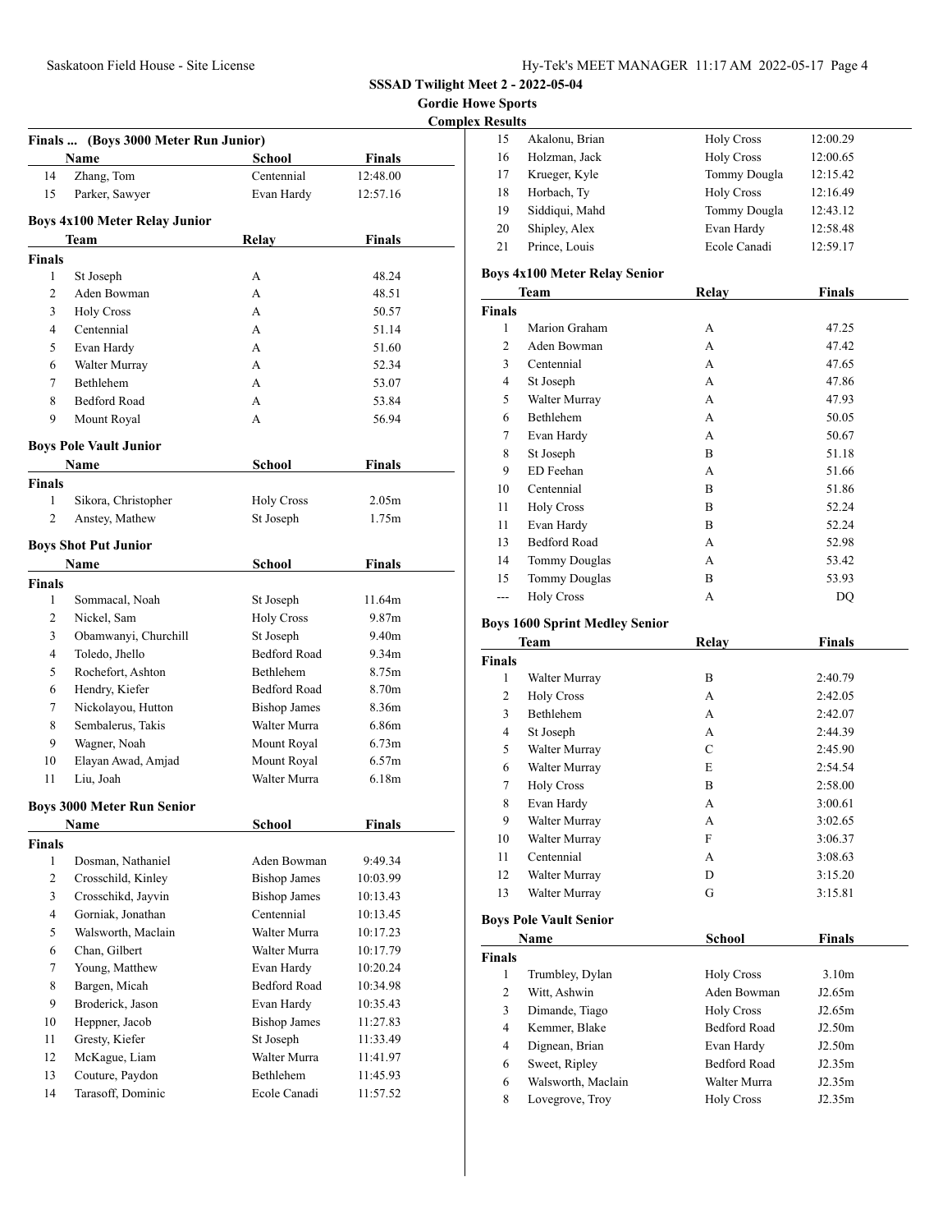**SSSAD Twilight Meet 2 - 2022-05-04**
**Gordie Howe Sports Complex Results**

### Finals ... (Boys 3000 Meter Run Junior)

| | Name | School | Finals |
|---|---|---|---|
| 14 | Zhang, Tom | Centennial | 12:48.00 |
| 15 | Parker, Sawyer | Evan Hardy | 12:57.16 |

### Boys 4x100 Meter Relay Junior

| | Team | Relay | Finals |
|---|---|---|---|
| **Finals** | | | |
| 1 | St Joseph | A | 48.24 |
| 2 | Aden Bowman | A | 48.51 |
| 3 | Holy Cross | A | 50.57 |
| 4 | Centennial | A | 51.14 |
| 5 | Evan Hardy | A | 51.60 |
| 6 | Walter Murray | A | 52.34 |
| 7 | Bethlehem | A | 53.07 |
| 8 | Bedford Road | A | 53.84 |
| 9 | Mount Royal | A | 56.94 |

### Boys Pole Vault Junior

| | Name | School | Finals |
|---|---|---|---|
| **Finals** | | | |
| 1 | Sikora, Christopher | Holy Cross | 2.05m |
| 2 | Anstey, Mathew | St Joseph | 1.75m |

### Boys Shot Put Junior

| | Name | School | Finals |
|---|---|---|---|
| **Finals** | | | |
| 1 | Sommacal, Noah | St Joseph | 11.64m |
| 2 | Nickel, Sam | Holy Cross | 9.87m |
| 3 | Obamwanyi, Churchill | St Joseph | 9.40m |
| 4 | Toledo, Jhello | Bedford Road | 9.34m |
| 5 | Rochefort, Ashton | Bethlehem | 8.75m |
| 6 | Hendry, Kiefer | Bedford Road | 8.70m |
| 7 | Nickolayou, Hutton | Bishop James | 8.36m |
| 8 | Sembalerus, Takis | Walter Murra | 6.86m |
| 9 | Wagner, Noah | Mount Royal | 6.73m |
| 10 | Elayan Awad, Amjad | Mount Royal | 6.57m |
| 11 | Liu, Joah | Walter Murra | 6.18m |

### Boys 3000 Meter Run Senior

| | Name | School | Finals |
|---|---|---|---|
| **Finals** | | | |
| 1 | Dosman, Nathaniel | Aden Bowman | 9:49.34 |
| 2 | Crosschild, Kinley | Bishop James | 10:03.99 |
| 3 | Crosschikd, Jayvin | Bishop James | 10:13.43 |
| 4 | Gorniak, Jonathan | Centennial | 10:13.45 |
| 5 | Walsworth, Maclain | Walter Murra | 10:17.23 |
| 6 | Chan, Gilbert | Walter Murra | 10:17.79 |
| 7 | Young, Matthew | Evan Hardy | 10:20.24 |
| 8 | Bargen, Micah | Bedford Road | 10:34.98 |
| 9 | Broderick, Jason | Evan Hardy | 10:35.43 |
| 10 | Heppner, Jacob | Bishop James | 11:27.83 |
| 11 | Gresty, Kiefer | St Joseph | 11:33.49 |
| 12 | McKague, Liam | Walter Murra | 11:41.97 |
| 13 | Couture, Paydon | Bethlehem | 11:45.93 |
| 14 | Tarasoff, Dominic | Ecole Canadi | 11:57.52 |
| 15 | Akalonu, Brian | Holy Cross | 12:00.29 |
| 16 | Holzman, Jack | Holy Cross | 12:00.65 |
| 17 | Krueger, Kyle | Tommy Dougla | 12:15.42 |
| 18 | Horbach, Ty | Holy Cross | 12:16.49 |
| 19 | Siddiqui, Mahd | Tommy Dougla | 12:43.12 |
| 20 | Shipley, Alex | Evan Hardy | 12:58.48 |
| 21 | Prince, Louis | Ecole Canadi | 12:59.17 |

### Boys 4x100 Meter Relay Senior

| | Team | Relay | Finals |
|---|---|---|---|
| **Finals** | | | |
| 1 | Marion Graham | A | 47.25 |
| 2 | Aden Bowman | A | 47.42 |
| 3 | Centennial | A | 47.65 |
| 4 | St Joseph | A | 47.86 |
| 5 | Walter Murray | A | 47.93 |
| 6 | Bethlehem | A | 50.05 |
| 7 | Evan Hardy | A | 50.67 |
| 8 | St Joseph | B | 51.18 |
| 9 | ED Feehan | A | 51.66 |
| 10 | Centennial | B | 51.86 |
| 11 | Holy Cross | B | 52.24 |
| 11 | Evan Hardy | B | 52.24 |
| 13 | Bedford Road | A | 52.98 |
| 14 | Tommy Douglas | A | 53.42 |
| 15 | Tommy Douglas | B | 53.93 |
| --- | Holy Cross | A | DQ |

### Boys 1600 Sprint Medley Senior

| | Team | Relay | Finals |
|---|---|---|---|
| **Finals** | | | |
| 1 | Walter Murray | B | 2:40.79 |
| 2 | Holy Cross | A | 2:42.05 |
| 3 | Bethlehem | A | 2:42.07 |
| 4 | St Joseph | A | 2:44.39 |
| 5 | Walter Murray | C | 2:45.90 |
| 6 | Walter Murray | E | 2:54.54 |
| 7 | Holy Cross | B | 2:58.00 |
| 8 | Evan Hardy | A | 3:00.61 |
| 9 | Walter Murray | A | 3:02.65 |
| 10 | Walter Murray | F | 3:06.37 |
| 11 | Centennial | A | 3:08.63 |
| 12 | Walter Murray | D | 3:15.20 |
| 13 | Walter Murray | G | 3:15.81 |

### Boys Pole Vault Senior

| | Name | School | Finals |
|---|---|---|---|
| **Finals** | | | |
| 1 | Trumbley, Dylan | Holy Cross | 3.10m |
| 2 | Witt, Ashwin | Aden Bowman | J2.65m |
| 3 | Dimande, Tiago | Holy Cross | J2.65m |
| 4 | Kemmer, Blake | Bedford Road | J2.50m |
| 4 | Dignean, Brian | Evan Hardy | J2.50m |
| 6 | Sweet, Ripley | Bedford Road | J2.35m |
| 6 | Walsworth, Maclain | Walter Murra | J2.35m |
| 8 | Lovegrove, Troy | Holy Cross | J2.35m |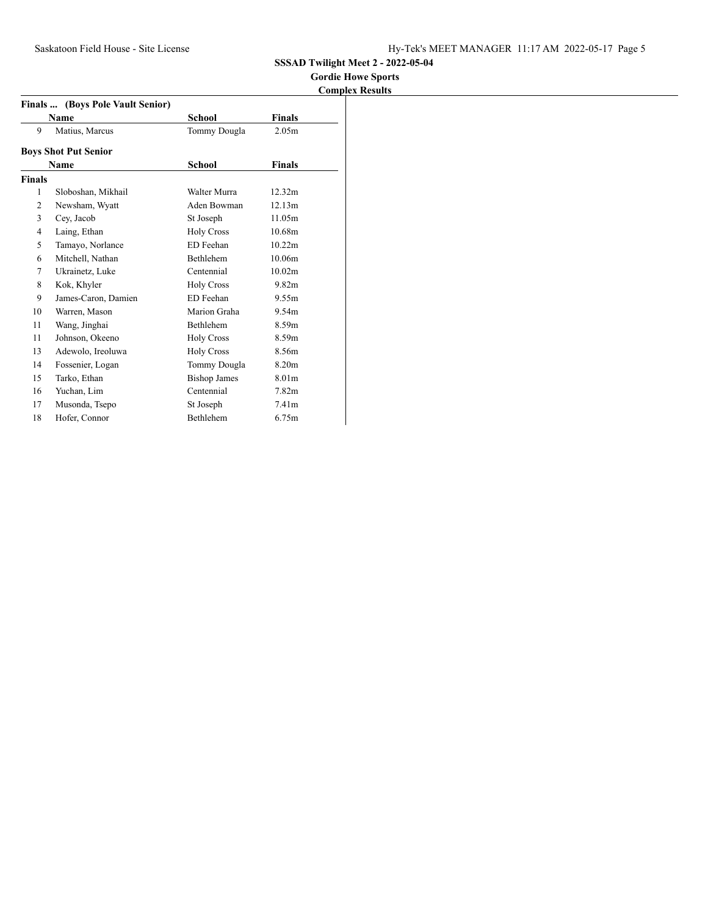**SSSAD Twilight Meet 2 - 2022-05-04**

**Gordie Howe Sports Complex Results**

**Finals ... (Boys Pole Vault Senior)**

| | Name | School | Finals |
|---|---|---|---|
| 9 | Matius, Marcus | Tommy Dougla | 2.05m |

**Boys Shot Put Senior**

| | Name | School | Finals |
|---|---|---|---|
| **Finals** | | | |
| 1 | Sloboshan, Mikhail | Walter Murra | 12.32m |
| 2 | Newsham, Wyatt | Aden Bowman | 12.13m |
| 3 | Cey, Jacob | St Joseph | 11.05m |
| 4 | Laing, Ethan | Holy Cross | 10.68m |
| 5 | Tamayo, Norlance | ED Feehan | 10.22m |
| 6 | Mitchell, Nathan | Bethlehem | 10.06m |
| 7 | Ukrainetz, Luke | Centennial | 10.02m |
| 8 | Kok, Khyler | Holy Cross | 9.82m |
| 9 | James-Caron, Damien | ED Feehan | 9.55m |
| 10 | Warren, Mason | Marion Graha | 9.54m |
| 11 | Wang, Jinghai | Bethlehem | 8.59m |
| 11 | Johnson, Okeeno | Holy Cross | 8.59m |
| 13 | Adewolo, Ireoluwa | Holy Cross | 8.56m |
| 14 | Fossenier, Logan | Tommy Dougla | 8.20m |
| 15 | Tarko, Ethan | Bishop James | 8.01m |
| 16 | Yuchan, Lim | Centennial | 7.82m |
| 17 | Musonda, Tsepo | St Joseph | 7.41m |
| 18 | Hofer, Connor | Bethlehem | 6.75m |